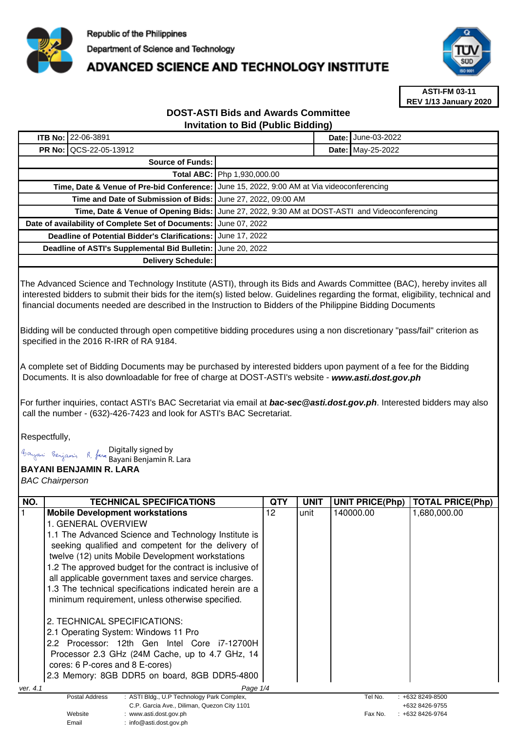Republic of the Philippines

Department of Science and Technology

# ADVANCED SCIENCE AND TECHNOLOGY INSTITUTE

**ASTI-FM 03-11**
**REV 1/13 January 2020**

## DOST-ASTI Bids and Awards Committee
## Invitation to Bid (Public Bidding)

| | | | |
|---|---|---|---|
| **ITB No:** | 22-06-3891 | **Date:** | June-03-2022 |
| **PR No:** | QCS-22-05-13912 | **Date:** | May-25-2022 |

| | |
|---|---|
| **Source of Funds:** | |
| **Total ABC:** | Php 1,930,000.00 |
| **Time, Date & Venue of Pre-bid Conference:** | June 15, 2022, 9:00 AM at Via videoconferencing |
| **Time and Date of Submission of Bids:** | June 27, 2022, 09:00 AM |
| **Time, Date & Venue of Opening Bids:** | June 27, 2022, 9:30 AM at DOST-ASTI and Videoconferencing |
| **Date of availability of Complete Set of Documents:** | June 07, 2022 |
| **Deadline of Potential Bidder's Clarifications:** | June 17, 2022 |
| **Deadline of ASTI's Supplemental Bid Bulletin:** | June 20, 2022 |
| **Delivery Schedule:** | |

The Advanced Science and Technology Institute (ASTI), through its Bids and Awards Committee (BAC), hereby invites all interested bidders to submit their bids for the item(s) listed below. Guidelines regarding the format, eligibility, technical and financial documents needed are described in the Instruction to Bidders of the Philippine Bidding Documents

Bidding will be conducted through open competitive bidding procedures using a non discretionary "pass/fail" criterion as specified in the 2016 R-IRR of RA 9184.

A complete set of Bidding Documents may be purchased by interested bidders upon payment of a fee for the Bidding Documents. It is also downloadable for free of charge at DOST-ASTI's website - ***www.asti.dost.gov.ph***

For further inquiries, contact ASTI's BAC Secretariat via email at ***bac-sec@asti.dost.gov.ph***. Interested bidders may also call the number - (632)-426-7423 and look for ASTI's BAC Secretariat.

Respectfully,

Digitally signed by Bayani Benjamin R. Lara

**BAYANI BENJAMIN R. LARA**
*BAC Chairperson*

| NO. | TECHNICAL SPECIFICATIONS | QTY | UNIT | UNIT PRICE(Php) | TOTAL PRICE(Php) |
|---|---|---|---|---|---|
| 1 | **Mobile Development workstations**<br>1. GENERAL OVERVIEW<br>1.1 The Advanced Science and Technology Institute is seeking qualified and competent for the delivery of twelve (12) units Mobile Development workstations<br>1.2 The approved budget for the contract is inclusive of all applicable government taxes and service charges.<br>1.3 The technical specifications indicated herein are a minimum requirement, unless otherwise specified.<br><br>2. TECHNICAL SPECIFICATIONS:<br>2.1 Operating System: Windows 11 Pro<br>2.2 Processor: 12th Gen Intel Core i7-12700H Processor 2.3 GHz (24M Cache, up to 4.7 GHz, 14 cores: 6 P-cores and 8 E-cores)<br>2.3 Memory: 8GB DDR5 on board, 8GB DDR5-4800 | 12 | unit | 140000.00 | 1,680,000.00 |

ver. 4.1

| | | | |
|---|---|---|---|
| Postal Address | : ASTI Bldg., U.P Technology Park Complex, C.P. Garcia Ave., Diliman, Quezon City 1101 | Tel No. | : +632 8249-8500<br>+632 8426-9755 |
| Website | : www.asti.dost.gov.ph | Fax No. | : +632 8426-9764 |
| Email | : info@asti.dost.gov.ph | | |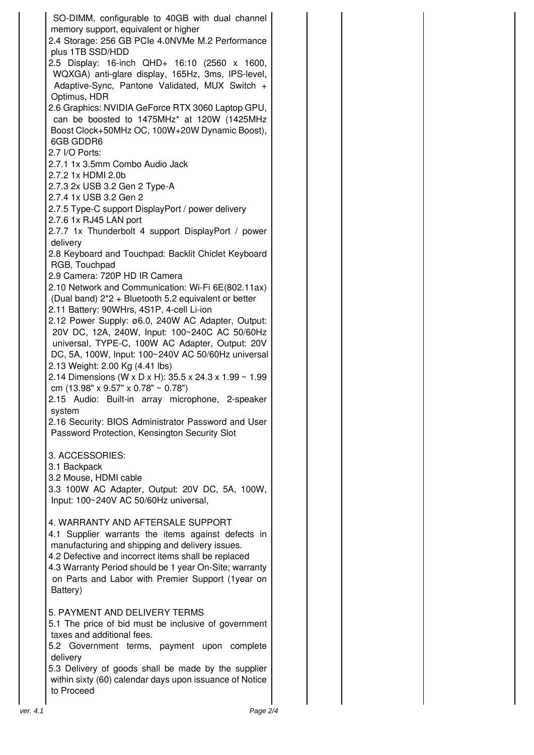| | | | | | |
|---|---|---|---|---|---|
| | SO-DIMM, configurable to 40GB with dual channel memory support, equivalent or higher<br>2.4 Storage: 256 GB PCIe 4.0NVMe M.2 Performance plus 1TB SSD/HDD<br>2.5 Display: 16-inch QHD+ 16:10 (2560 x 1600, WQXGA) anti-glare display, 165Hz, 3ms, IPS-level, Adaptive-Sync, Pantone Validated, MUX Switch + Optimus, HDR<br>2.6 Graphics: NVIDIA GeForce RTX 3060 Laptop GPU, can be boosted to 1475MHz* at 120W (1425MHz Boost Clock+50MHz OC, 100W+20W Dynamic Boost), 6GB GDDR6<br>2.7 I/O Ports:<br>2.7.1 1x 3.5mm Combo Audio Jack<br>2.7.2 1x HDMI 2.0b<br>2.7.3 2x USB 3.2 Gen 2 Type-A<br>2.7.4 1x USB 3.2 Gen 2<br>2.7.5 Type-C support DisplayPort / power delivery<br>2.7.6 1x RJ45 LAN port<br>2.7.7 1x Thunderbolt 4 support DisplayPort / power delivery<br>2.8 Keyboard and Touchpad: Backlit Chiclet Keyboard RGB, Touchpad<br>2.9 Camera: 720P HD IR Camera<br>2.10 Network and Communication: Wi-Fi 6E(802.11ax) (Dual band) 2*2 + Bluetooth 5.2 equivalent or better<br>2.11 Battery: 90WHrs, 4S1P, 4-cell Li-ion<br>2.12 Power Supply: ø6.0, 240W AC Adapter, Output: 20V DC, 12A, 240W, Input: 100~240C AC 50/60Hz universal, TYPE-C, 100W AC Adapter, Output: 20V DC, 5A, 100W, Input: 100~240V AC 50/60Hz universal<br>2.13 Weight: 2.00 Kg (4.41 lbs)<br>2.14 Dimensions (W x D x H): 35.5 x 24.3 x 1.99 ~ 1.99 cm (13.98" x 9.57" x 0.78" ~ 0.78")<br>2.15 Audio: Built-in array microphone, 2-speaker system<br>2.16 Security: BIOS Administrator Password and User Password Protection, Kensington Security Slot<br><br>3. ACCESSORIES:<br>3.1 Backpack<br>3.2 Mouse, HDMI cable<br>3.3 100W AC Adapter, Output: 20V DC, 5A, 100W, Input: 100~240V AC 50/60Hz universal,<br><br>4. WARRANTY AND AFTERSALE SUPPORT<br>4.1 Supplier warrants the items against defects in manufacturing and shipping and delivery issues.<br>4.2 Defective and incorrect items shall be replaced<br>4.3 Warranty Period should be 1 year On-Site; warranty on Parts and Labor with Premier Support (1year on Battery)<br><br>5. PAYMENT AND DELIVERY TERMS<br>5.1 The price of bid must be inclusive of government taxes and additional fees.<br>5.2 Government terms, payment upon complete delivery<br>5.3 Delivery of goods shall be made by the supplier within sixty (60) calendar days upon issuance of Notice to Proceed | | | | |

ver. 4.1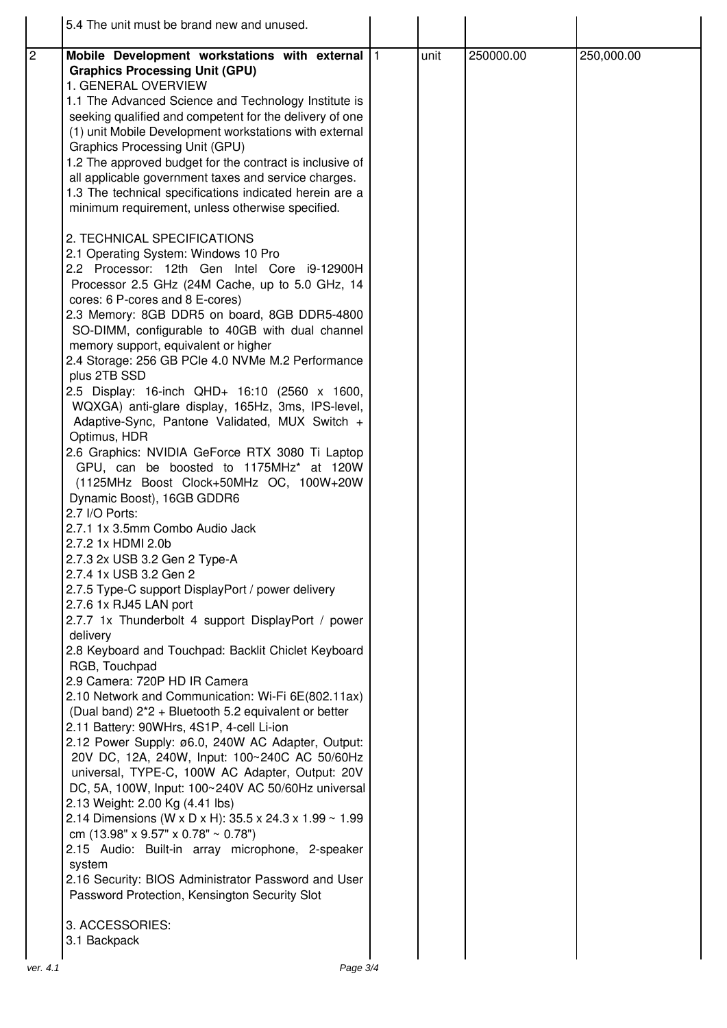| | | | | | |
|---|---|---|---|---|---|
| | 5.4 The unit must be brand new and unused. | | | | |
| 2 | **Mobile Development workstations with external Graphics Processing Unit (GPU)**<br>1. GENERAL OVERVIEW<br>1.1 The Advanced Science and Technology Institute is seeking qualified and competent for the delivery of one (1) unit Mobile Development workstations with external Graphics Processing Unit (GPU)<br>1.2 The approved budget for the contract is inclusive of all applicable government taxes and service charges.<br>1.3 The technical specifications indicated herein are a minimum requirement, unless otherwise specified.<br><br>2. TECHNICAL SPECIFICATIONS<br>2.1 Operating System: Windows 10 Pro<br>2.2 Processor: 12th Gen Intel Core i9-12900H Processor 2.5 GHz (24M Cache, up to 5.0 GHz, 14 cores: 6 P-cores and 8 E-cores)<br>2.3 Memory: 8GB DDR5 on board, 8GB DDR5-4800 SO-DIMM, configurable to 40GB with dual channel memory support, equivalent or higher<br>2.4 Storage: 256 GB PCIe 4.0 NVMe M.2 Performance plus 2TB SSD<br>2.5 Display: 16-inch QHD+ 16:10 (2560 x 1600, WQXGA) anti-glare display, 165Hz, 3ms, IPS-level, Adaptive-Sync, Pantone Validated, MUX Switch + Optimus, HDR<br>2.6 Graphics: NVIDIA GeForce RTX 3080 Ti Laptop GPU, can be boosted to 1175MHz* at 120W (1125MHz Boost Clock+50MHz OC, 100W+20W Dynamic Boost), 16GB GDDR6<br>2.7 I/O Ports:<br>2.7.1 1x 3.5mm Combo Audio Jack<br>2.7.2 1x HDMI 2.0b<br>2.7.3 2x USB 3.2 Gen 2 Type-A<br>2.7.4 1x USB 3.2 Gen 2<br>2.7.5 Type-C support DisplayPort / power delivery<br>2.7.6 1x RJ45 LAN port<br>2.7.7 1x Thunderbolt 4 support DisplayPort / power delivery<br>2.8 Keyboard and Touchpad: Backlit Chiclet Keyboard RGB, Touchpad<br>2.9 Camera: 720P HD IR Camera<br>2.10 Network and Communication: Wi-Fi 6E(802.11ax) (Dual band) 2*2 + Bluetooth 5.2 equivalent or better<br>2.11 Battery: 90WHrs, 4S1P, 4-cell Li-ion<br>2.12 Power Supply: ø6.0, 240W AC Adapter, Output: 20V DC, 12A, 240W, Input: 100~240C AC 50/60Hz universal, TYPE-C, 100W AC Adapter, Output: 20V DC, 5A, 100W, Input: 100~240V AC 50/60Hz universal<br>2.13 Weight: 2.00 Kg (4.41 lbs)<br>2.14 Dimensions (W x D x H): 35.5 x 24.3 x 1.99 ~ 1.99 cm (13.98" x 9.57" x 0.78" ~ 0.78")<br>2.15 Audio: Built-in array microphone, 2-speaker system<br>2.16 Security: BIOS Administrator Password and User Password Protection, Kensington Security Slot<br><br>3. ACCESSORIES:<br>3.1 Backpack | 1 | unit | 250000.00 | 250,000.00 |

ver. 4.1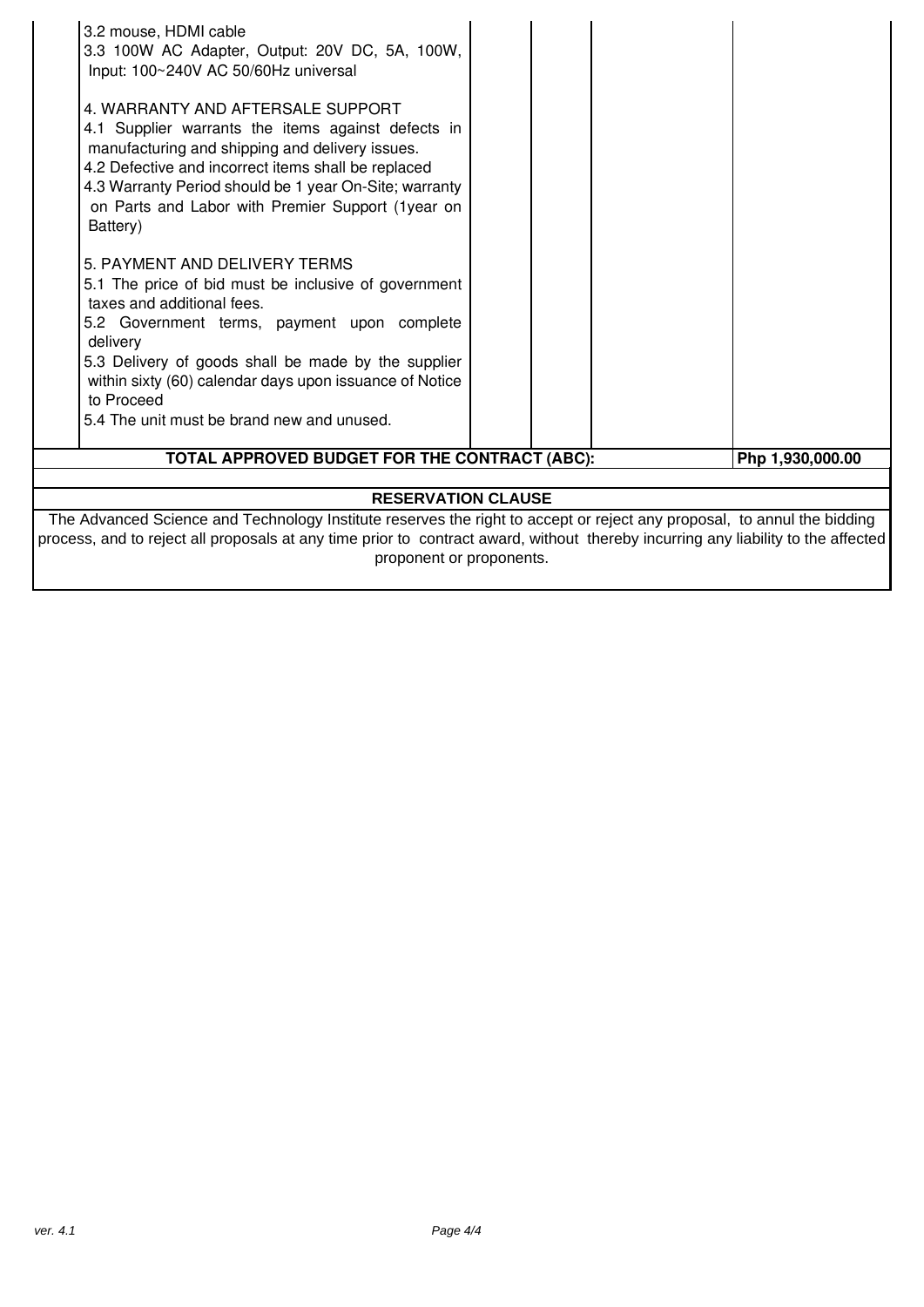| | | | | | |
|---|---|---|---|---|---|
| | 3.2 mouse, HDMI cable<br>3.3 100W AC Adapter, Output: 20V DC, 5A, 100W, Input: 100~240V AC 50/60Hz universal<br><br>4. WARRANTY AND AFTERSALE SUPPORT<br>4.1 Supplier warrants the items against defects in manufacturing and shipping and delivery issues.<br>4.2 Defective and incorrect items shall be replaced<br>4.3 Warranty Period should be 1 year On-Site; warranty on Parts and Labor with Premier Support (1year on Battery)<br><br>5. PAYMENT AND DELIVERY TERMS<br>5.1 The price of bid must be inclusive of government taxes and additional fees.<br>5.2 Government terms, payment upon complete delivery<br>5.3 Delivery of goods shall be made by the supplier within sixty (60) calendar days upon issuance of Notice to Proceed<br>5.4 The unit must be brand new and unused. | | | | |
| **TOTAL APPROVED BUDGET FOR THE CONTRACT (ABC):** | | | | | **Php 1,930,000.00** |

**RESERVATION CLAUSE**

The Advanced Science and Technology Institute reserves the right to accept or reject any proposal, to annul the bidding process, and to reject all proposals at any time prior to contract award, without thereby incurring any liability to the affected proponent or proponents.

*ver. 4.1*